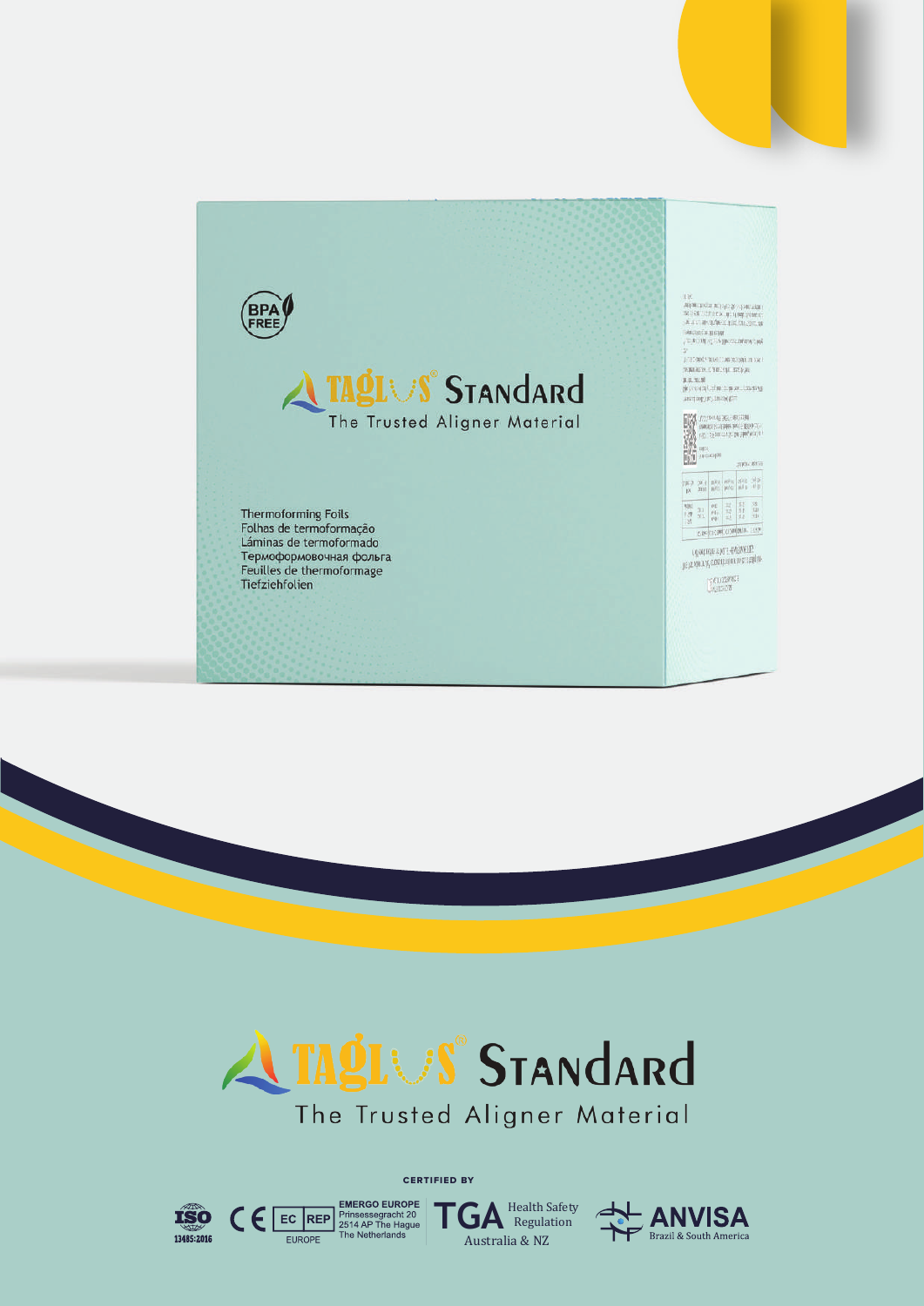BPA FREE

TAGLUS® STANDARD

The Trusted Aligner Material

Thermoforming Foils
Folhas de termoformação
Láminas de termoformado
Термоформовочная фольга
Feuilles de thermoformage
Tiefziehfolien

# TAGLUS® STANDARD

## The Trusted Aligner Material

**CERTIFIED BY**

ISO 13485:2016

CE

EC REP EUROPE — EMERGO EUROPE, Prinsessegracht 20, 2514 AP The Hague, The Netherlands

TGA Health Safety Regulation Australia & NZ

ANVISA Brazil & South America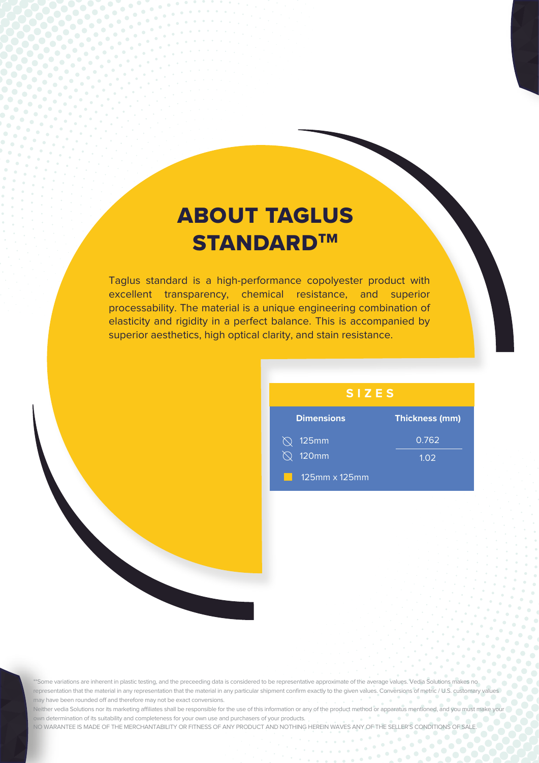# ABOUT TAGLUS STANDARD™

Taglus standard is a high-performance copolyester product with excellent transparency, chemical resistance, and superior processability. The material is a unique engineering combination of elasticity and rigidity in a perfect balance. This is accompanied by superior aesthetics, high optical clarity, and stain resistance.

## SIZES

| Dimensions | Thickness (mm) |
|---|---|
| ⃠ 125mm | 0.762 |
| ⃠ 120mm | 1.02 |
| ■ 125mm x 125mm | |

**Some variations are inherent in plastic testing, and the preceeding data is considered to be representative approximate of the average values. Vedia Solutions makes no representation that the material in any representation that the material in any particular shipment confirm exactly to the given values. Conversions of metric / U.S. customary values may have been rounded off and therefore may not be exact conversions.

Neither vedia Solutions nor its marketing affiliates shall be responsible for the use of this information or any of the product method or apparatus mentioned, and you must make your own determination of its suitability and completeness for your own use and purchasers of your products.

NO WARANTEE IS MADE OF THE MERCHANTABILITY OR FITNESS OF ANY PRODUCT AND NOTHING HEREIN WAVES ANY OF THE SELLER'S CONDITIONS OF SALE.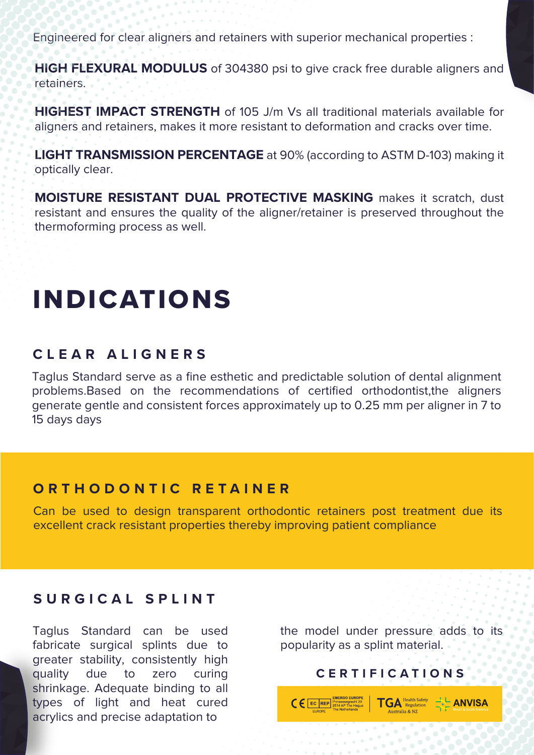Engineered for clear aligners and retainers with superior mechanical properties :

**HIGH FLEXURAL MODULUS** of 304380 psi to give crack free durable aligners and retainers.

**HIGHEST IMPACT STRENGTH** of 105 J/m Vs all traditional materials available for aligners and retainers, makes it more resistant to deformation and cracks over time.

**LIGHT TRANSMISSION PERCENTAGE** at 90% (according to ASTM D-103) making it optically clear.

**MOISTURE RESISTANT DUAL PROTECTIVE MASKING** makes it scratch, dust resistant and ensures the quality of the aligner/retainer is preserved throughout the thermoforming process as well.

# INDICATIONS

## CLEAR ALIGNERS

Taglus Standard serve as a fine esthetic and predictable solution of dental alignment problems.Based on the recommendations of certified orthodontist,the aligners generate gentle and consistent forces approximately up to 0.25 mm per aligner in 7 to 15 days days

## ORTHODONTIC RETAINER

Can be used to design transparent orthodontic retainers post treatment due its excellent crack resistant properties thereby improving patient compliance

## SURGICAL SPLINT

Taglus Standard can be used fabricate surgical splints due to greater stability, consistently high quality due to zero curing shrinkage. Adequate binding to all types of light and heat cured acrylics and precise adaptation to the model under pressure adds to its popularity as a splint material.

## CERTIFICATIONS

CE | EC REP EMERGO EUROPE Prinsessegracht 20 2514 AP The Hague The Netherlands | TGA Health Safety Regulation Australia & NZ | ANVISA Brazil & South America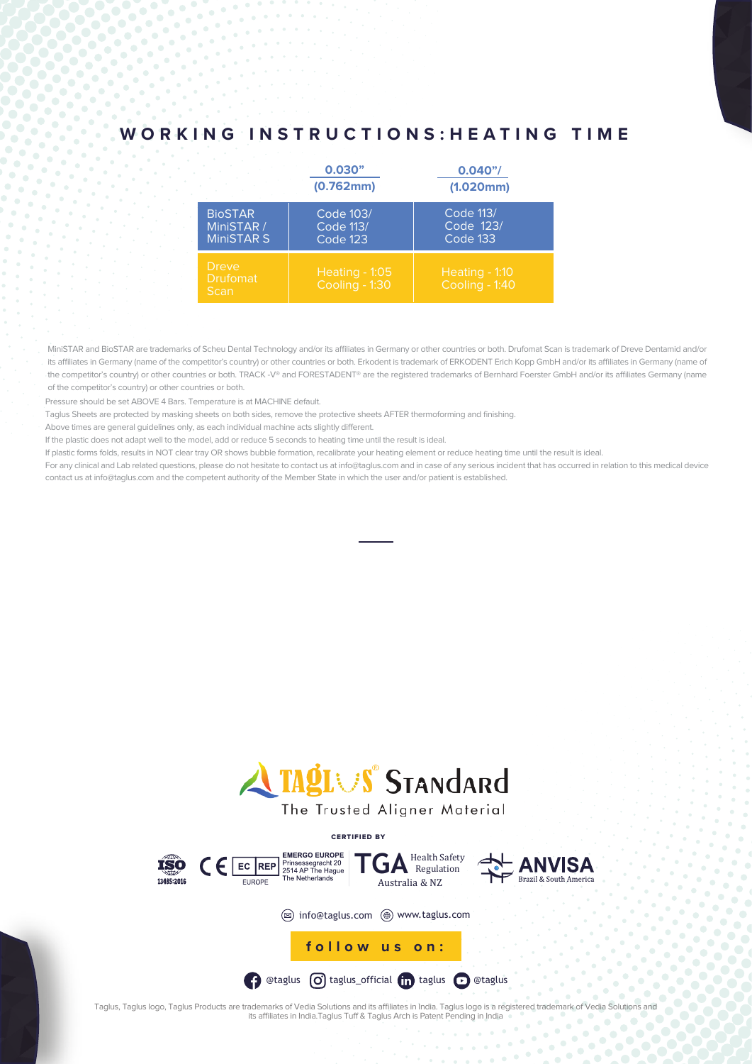# WORKING INSTRUCTIONS:HEATING TIME

| | 0.030" (0.762mm) | 0.040"/ (1.020mm) |
|---|---|---|
| BioSTAR MiniSTAR / MiniSTAR S | Code 103/ Code 113/ Code 123 | Code 113/ Code 123/ Code 133 |
| Dreve Drufomat Scan | Heating - 1:05 Cooling - 1:30 | Heating - 1:10 Cooling - 1:40 |

MiniSTAR and BioSTAR are trademarks of Scheu Dental Technology and/or its affiliates in Germany or other countries or both. Drufomat Scan is trademark of Dreve Dentamid and/or its affiliates in Germany (name of the competitor's country) or other countries or both. Erkodent is trademark of ERKODENT Erich Kopp GmbH and/or its affiliates in Germany (name of the competitor's country) or other countries or both. TRACK -V® and FORESTADENT® are the registered trademarks of Bernhard Foerster GmbH and/or its affiliates Germany (name of the competitor's country) or other countries or both.

Pressure should be set ABOVE 4 Bars. Temperature is at MACHINE default.

Taglus Sheets are protected by masking sheets on both sides, remove the protective sheets AFTER thermoforming and finishing.

Above times are general guidelines only, as each individual machine acts slightly different.

If the plastic does not adapt well to the model, add or reduce 5 seconds to heating time until the result is ideal.

If plastic forms folds, results in NOT clear tray OR shows bubble formation, recalibrate your heating element or reduce heating time until the result is ideal.

For any clinical and Lab related questions, please do not hesitate to contact us at info@taglus.com and in case of any serious incident that has occurred in relation to this medical device contact us at info@taglus.com and the competent authority of the Member State in which the user and/or patient is established.

TAGLUS® STANDARD

The Trusted Aligner Material

**CERTIFIED BY**

ISO 13485:2016 | CE | EC REP EUROPE | EMERGO EUROPE Prinsessegracht 20 2514 AP The Hague The Netherlands | TGA Health Safety Regulation Australia & NZ | ANVISA Brazil & South America

info@taglus.com www.taglus.com

**follow us on:**

@taglus taglus_official taglus @taglus

Taglus, Taglus logo, Taglus Products are trademarks of Vedia Solutions and its affiliates in India. Taglus logo is a registered trademark of Vedia Solutions and its affiliates in India.Taglus Tuff & Taglus Arch is Patent Pending in India